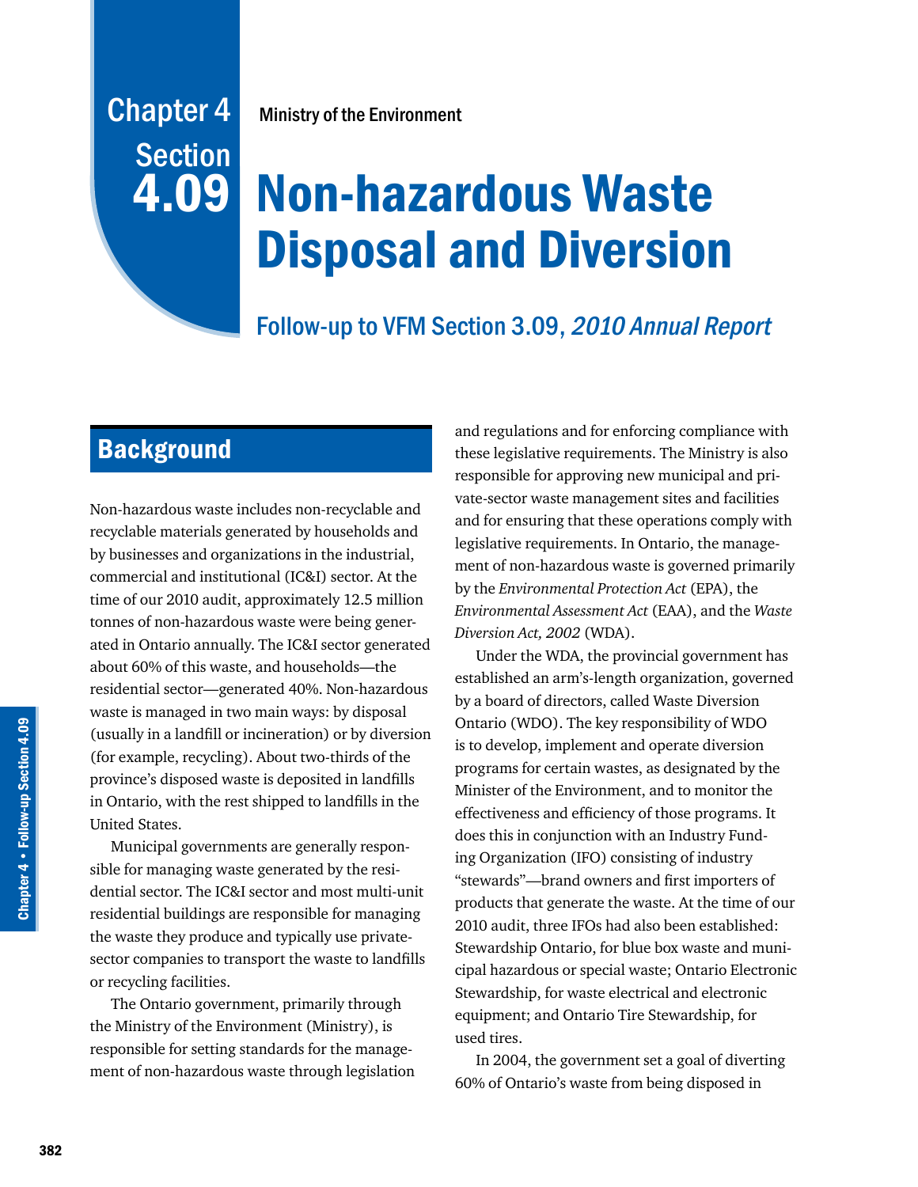Chapter 4 Section 4.09

Ministry of the Environment

# Non-hazardous Waste Disposal and Diversion

Follow-up to VFM Section 3.09, *2010 Annual Report*

## Background

Non-hazardous waste includes non-recyclable and recyclable materials generated by households and by businesses and organizations in the industrial, commercial and institutional (IC&I) sector. At the time of our 2010 audit, approximately 12.5 million tonnes of non-hazardous waste were being generated in Ontario annually. The IC&I sector generated about 60% of this waste, and households—the residential sector—generated 40%. Non-hazardous waste is managed in two main ways: by disposal (usually in a landfill or incineration) or by diversion (for example, recycling). About two-thirds of the province's disposed waste is deposited in landfills in Ontario, with the rest shipped to landfills in the United States.

Municipal governments are generally responsible for managing waste generated by the residential sector. The IC&I sector and most multi-unit residential buildings are responsible for managing the waste they produce and typically use private-sector companies to transport the waste to landfills or recycling facilities.

The Ontario government, primarily through the Ministry of the Environment (Ministry), is responsible for setting standards for the management of non-hazardous waste through legislation and regulations and for enforcing compliance with these legislative requirements. The Ministry is also responsible for approving new municipal and private-sector waste management sites and facilities and for ensuring that these operations comply with legislative requirements. In Ontario, the management of non-hazardous waste is governed primarily by the *Environmental Protection Act* (EPA), the *Environmental Assessment Act* (EAA), and the *Waste Diversion Act, 2002* (WDA).

Under the WDA, the provincial government has established an arm's-length organization, governed by a board of directors, called Waste Diversion Ontario (WDO). The key responsibility of WDO is to develop, implement and operate diversion programs for certain wastes, as designated by the Minister of the Environment, and to monitor the effectiveness and efficiency of those programs. It does this in conjunction with an Industry Funding Organization (IFO) consisting of industry "stewards"—brand owners and first importers of products that generate the waste. At the time of our 2010 audit, three IFOs had also been established: Stewardship Ontario, for blue box waste and municipal hazardous or special waste; Ontario Electronic Stewardship, for waste electrical and electronic equipment; and Ontario Tire Stewardship, for used tires.

In 2004, the government set a goal of diverting 60% of Ontario's waste from being disposed in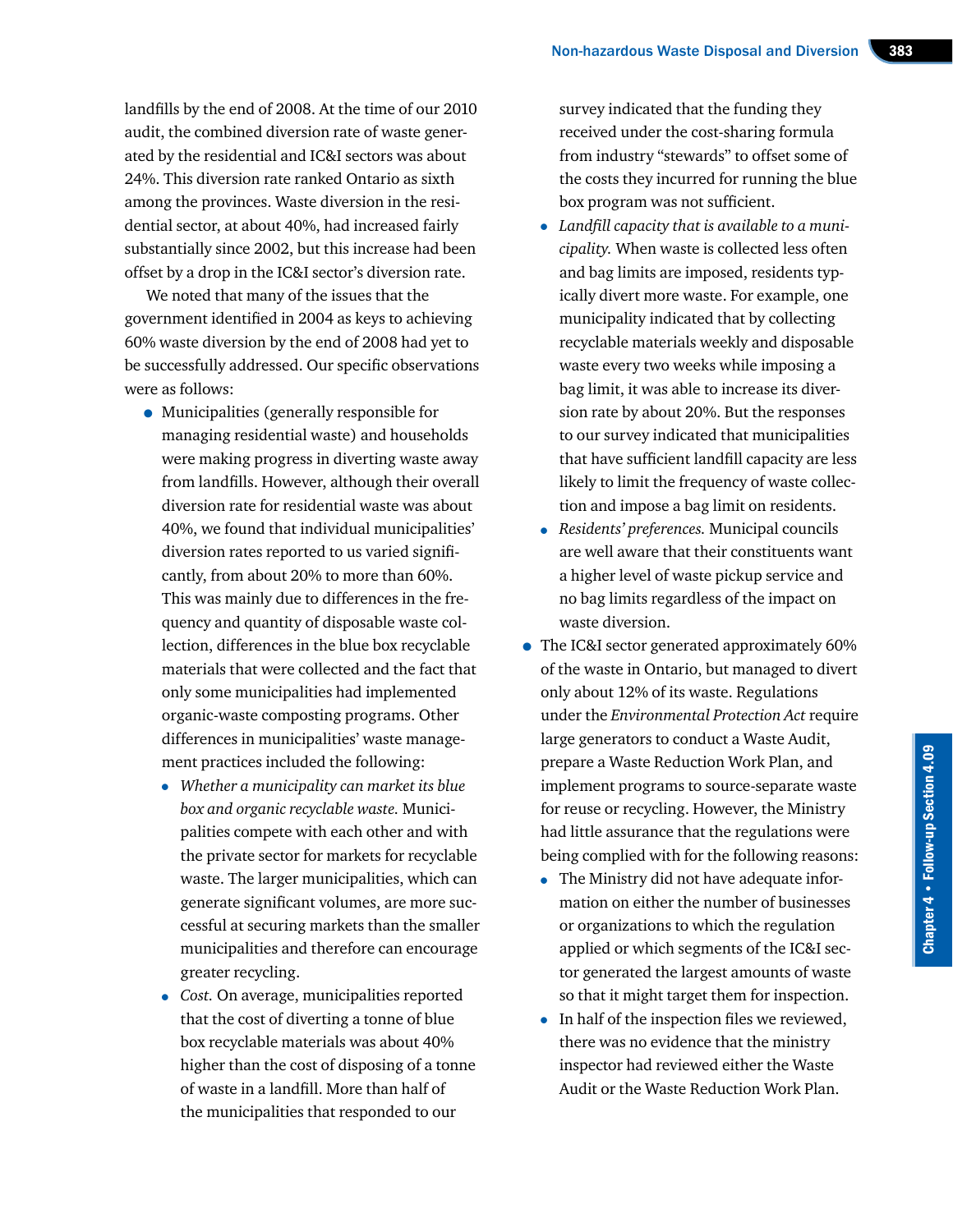landfills by the end of 2008. At the time of our 2010 audit, the combined diversion rate of waste generated by the residential and IC&I sectors was about 24%. This diversion rate ranked Ontario as sixth among the provinces. Waste diversion in the residential sector, at about 40%, had increased fairly substantially since 2002, but this increase had been offset by a drop in the IC&I sector's diversion rate.

We noted that many of the issues that the government identified in 2004 as keys to achieving 60% waste diversion by the end of 2008 had yet to be successfully addressed. Our specific observations were as follows:

- Municipalities (generally responsible for managing residential waste) and households were making progress in diverting waste away from landfills. However, although their overall diversion rate for residential waste was about 40%, we found that individual municipalities' diversion rates reported to us varied significantly, from about 20% to more than 60%. This was mainly due to differences in the frequency and quantity of disposable waste collection, differences in the blue box recyclable materials that were collected and the fact that only some municipalities had implemented organic-waste composting programs. Other differences in municipalities' waste management practices included the following:
  - *Whether a municipality can market its blue box and organic recyclable waste.* Municipalities compete with each other and with the private sector for markets for recyclable waste. The larger municipalities, which can generate significant volumes, are more successful at securing markets than the smaller municipalities and therefore can encourage greater recycling.
  - *Cost.* On average, municipalities reported that the cost of diverting a tonne of blue box recyclable materials was about 40% higher than the cost of disposing of a tonne of waste in a landfill. More than half of the municipalities that responded to our survey indicated that the funding they received under the cost-sharing formula from industry "stewards" to offset some of the costs they incurred for running the blue box program was not sufficient.
  - *Landfill capacity that is available to a municipality.* When waste is collected less often and bag limits are imposed, residents typically divert more waste. For example, one municipality indicated that by collecting recyclable materials weekly and disposable waste every two weeks while imposing a bag limit, it was able to increase its diversion rate by about 20%. But the responses to our survey indicated that municipalities that have sufficient landfill capacity are less likely to limit the frequency of waste collection and impose a bag limit on residents.
  - *Residents' preferences.* Municipal councils are well aware that their constituents want a higher level of waste pickup service and no bag limits regardless of the impact on waste diversion.
- The IC&I sector generated approximately 60% of the waste in Ontario, but managed to divert only about 12% of its waste. Regulations under the *Environmental Protection Act* require large generators to conduct a Waste Audit, prepare a Waste Reduction Work Plan, and implement programs to source-separate waste for reuse or recycling. However, the Ministry had little assurance that the regulations were being complied with for the following reasons:
  - The Ministry did not have adequate information on either the number of businesses or organizations to which the regulation applied or which segments of the IC&I sector generated the largest amounts of waste so that it might target them for inspection.
  - In half of the inspection files we reviewed, there was no evidence that the ministry inspector had reviewed either the Waste Audit or the Waste Reduction Work Plan.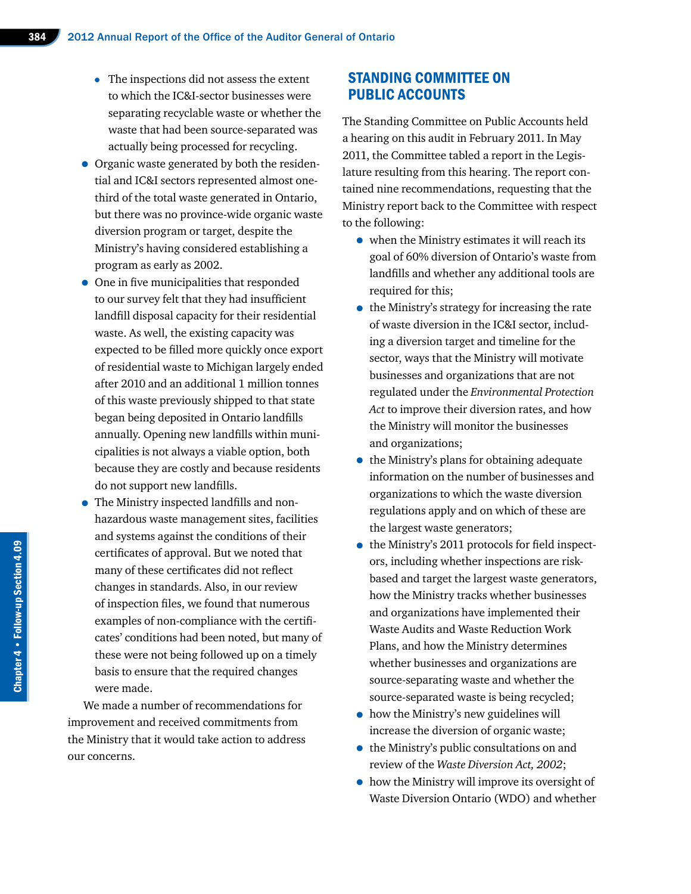- The inspections did not assess the extent to which the IC&I-sector businesses were separating recyclable waste or whether the waste that had been source-separated was actually being processed for recycling.
- Organic waste generated by both the residential and IC&I sectors represented almost one-third of the total waste generated in Ontario, but there was no province-wide organic waste diversion program or target, despite the Ministry's having considered establishing a program as early as 2002.
- One in five municipalities that responded to our survey felt that they had insufficient landfill disposal capacity for their residential waste. As well, the existing capacity was expected to be filled more quickly once export of residential waste to Michigan largely ended after 2010 and an additional 1 million tonnes of this waste previously shipped to that state began being deposited in Ontario landfills annually. Opening new landfills within municipalities is not always a viable option, both because they are costly and because residents do not support new landfills.
- The Ministry inspected landfills and non-hazardous waste management sites, facilities and systems against the conditions of their certificates of approval. But we noted that many of these certificates did not reflect changes in standards. Also, in our review of inspection files, we found that numerous examples of non-compliance with the certificates' conditions had been noted, but many of these were not being followed up on a timely basis to ensure that the required changes were made.

We made a number of recommendations for improvement and received commitments from the Ministry that it would take action to address our concerns.

## STANDING COMMITTEE ON PUBLIC ACCOUNTS

The Standing Committee on Public Accounts held a hearing on this audit in February 2011. In May 2011, the Committee tabled a report in the Legislature resulting from this hearing. The report contained nine recommendations, requesting that the Ministry report back to the Committee with respect to the following:

- when the Ministry estimates it will reach its goal of 60% diversion of Ontario's waste from landfills and whether any additional tools are required for this;
- the Ministry's strategy for increasing the rate of waste diversion in the IC&I sector, including a diversion target and timeline for the sector, ways that the Ministry will motivate businesses and organizations that are not regulated under the *Environmental Protection Act* to improve their diversion rates, and how the Ministry will monitor the businesses and organizations;
- the Ministry's plans for obtaining adequate information on the number of businesses and organizations to which the waste diversion regulations apply and on which of these are the largest waste generators;
- the Ministry's 2011 protocols for field inspectors, including whether inspections are risk-based and target the largest waste generators, how the Ministry tracks whether businesses and organizations have implemented their Waste Audits and Waste Reduction Work Plans, and how the Ministry determines whether businesses and organizations are source-separating waste and whether the source-separated waste is being recycled;
- how the Ministry's new guidelines will increase the diversion of organic waste;
- the Ministry's public consultations on and review of the *Waste Diversion Act, 2002*;
- how the Ministry will improve its oversight of Waste Diversion Ontario (WDO) and whether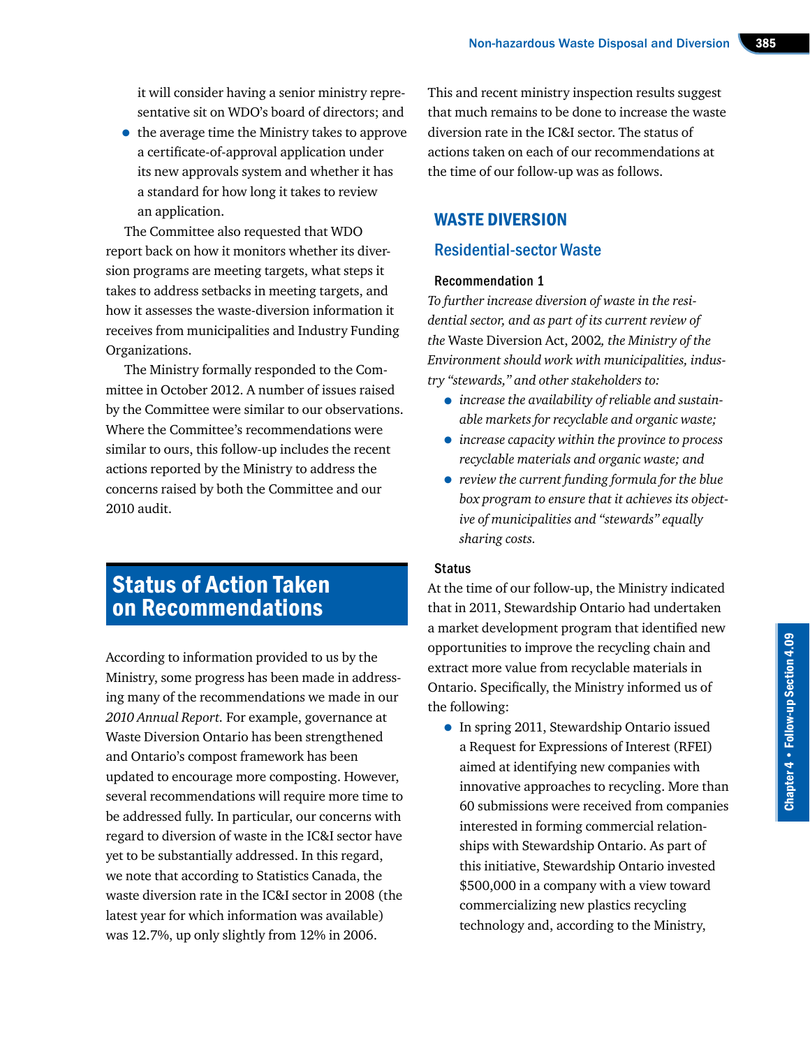it will consider having a senior ministry representative sit on WDO's board of directors; and

- the average time the Ministry takes to approve a certificate-of-approval application under its new approvals system and whether it has a standard for how long it takes to review an application.

The Committee also requested that WDO report back on how it monitors whether its diversion programs are meeting targets, what steps it takes to address setbacks in meeting targets, and how it assesses the waste-diversion information it receives from municipalities and Industry Funding Organizations.

The Ministry formally responded to the Committee in October 2012. A number of issues raised by the Committee were similar to our observations. Where the Committee's recommendations were similar to ours, this follow-up includes the recent actions reported by the Ministry to address the concerns raised by both the Committee and our 2010 audit.

# Status of Action Taken on Recommendations

According to information provided to us by the Ministry, some progress has been made in addressing many of the recommendations we made in our *2010 Annual Report*. For example, governance at Waste Diversion Ontario has been strengthened and Ontario's compost framework has been updated to encourage more composting. However, several recommendations will require more time to be addressed fully. In particular, our concerns with regard to diversion of waste in the IC&I sector have yet to be substantially addressed. In this regard, we note that according to Statistics Canada, the waste diversion rate in the IC&I sector in 2008 (the latest year for which information was available) was 12.7%, up only slightly from 12% in 2006. This and recent ministry inspection results suggest that much remains to be done to increase the waste diversion rate in the IC&I sector. The status of actions taken on each of our recommendations at the time of our follow-up was as follows.

## WASTE DIVERSION

### Residential-sector Waste

#### Recommendation 1

*To further increase diversion of waste in the residential sector, and as part of its current review of the* Waste Diversion Act, 2002*, the Ministry of the Environment should work with municipalities, industry "stewards," and other stakeholders to:*

- *increase the availability of reliable and sustainable markets for recyclable and organic waste;*
- *increase capacity within the province to process recyclable materials and organic waste; and*
- *review the current funding formula for the blue box program to ensure that it achieves its objective of municipalities and "stewards" equally sharing costs.*

#### Status

At the time of our follow-up, the Ministry indicated that in 2011, Stewardship Ontario had undertaken a market development program that identified new opportunities to improve the recycling chain and extract more value from recyclable materials in Ontario. Specifically, the Ministry informed us of the following:

- In spring 2011, Stewardship Ontario issued a Request for Expressions of Interest (RFEI) aimed at identifying new companies with innovative approaches to recycling. More than 60 submissions were received from companies interested in forming commercial relationships with Stewardship Ontario. As part of this initiative, Stewardship Ontario invested $500,000 in a company with a view toward commercializing new plastics recycling technology and, according to the Ministry,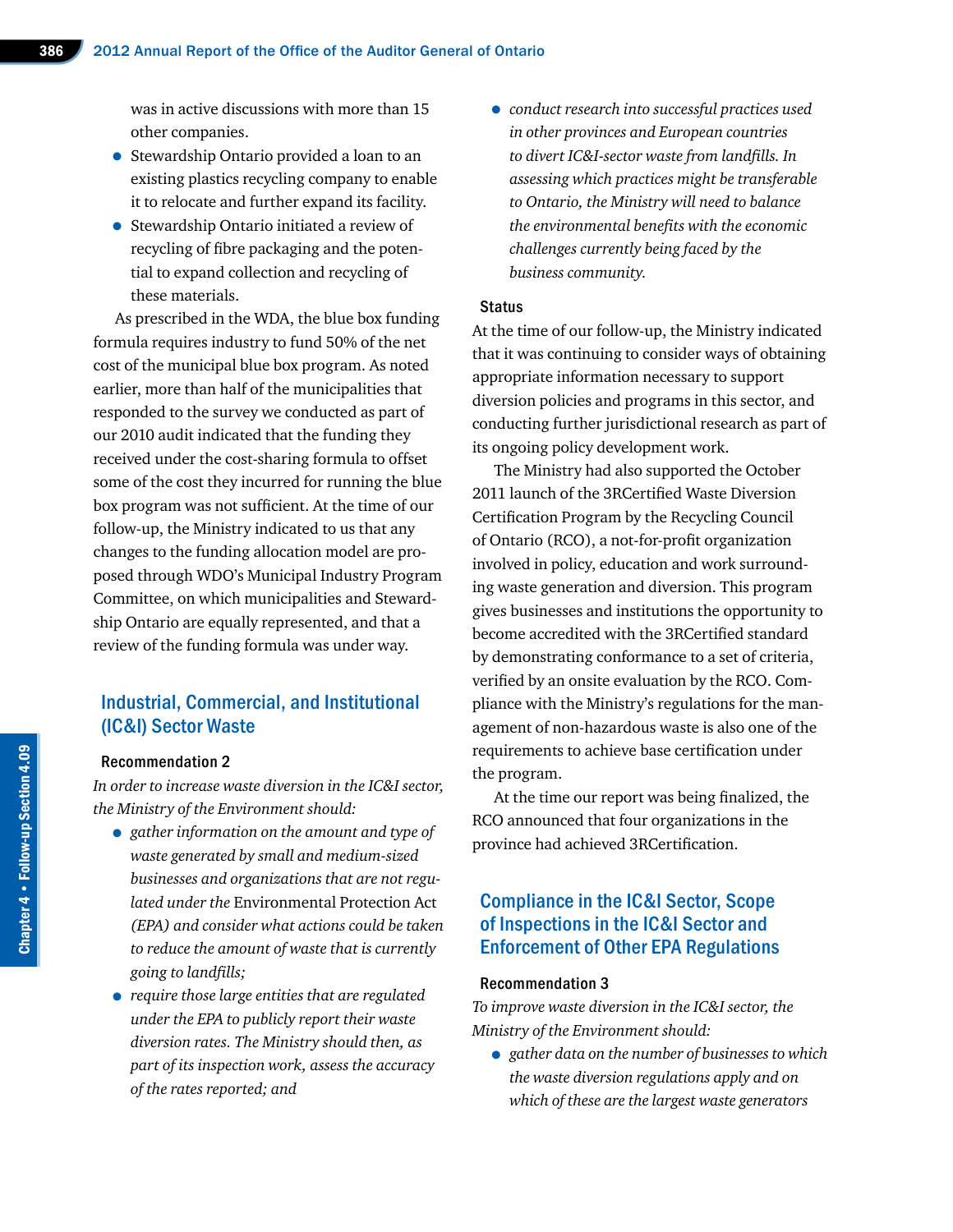was in active discussions with more than 15 other companies.

- Stewardship Ontario provided a loan to an existing plastics recycling company to enable it to relocate and further expand its facility.
- Stewardship Ontario initiated a review of recycling of fibre packaging and the potential to expand collection and recycling of these materials.

As prescribed in the WDA, the blue box funding formula requires industry to fund 50% of the net cost of the municipal blue box program. As noted earlier, more than half of the municipalities that responded to the survey we conducted as part of our 2010 audit indicated that the funding they received under the cost-sharing formula to offset some of the cost they incurred for running the blue box program was not sufficient. At the time of our follow-up, the Ministry indicated to us that any changes to the funding allocation model are proposed through WDO's Municipal Industry Program Committee, on which municipalities and Stewardship Ontario are equally represented, and that a review of the funding formula was under way.

## Industrial, Commercial, and Institutional (IC&I) Sector Waste

### Recommendation 2

*In order to increase waste diversion in the IC&I sector, the Ministry of the Environment should:*

- *gather information on the amount and type of waste generated by small and medium-sized businesses and organizations that are not regulated under the* Environmental Protection Act *(EPA) and consider what actions could be taken to reduce the amount of waste that is currently going to landfills;*
- *require those large entities that are regulated under the EPA to publicly report their waste diversion rates. The Ministry should then, as part of its inspection work, assess the accuracy of the rates reported; and*
- *conduct research into successful practices used in other provinces and European countries to divert IC&I-sector waste from landfills. In assessing which practices might be transferable to Ontario, the Ministry will need to balance the environmental benefits with the economic challenges currently being faced by the business community.*

### Status

At the time of our follow-up, the Ministry indicated that it was continuing to consider ways of obtaining appropriate information necessary to support diversion policies and programs in this sector, and conducting further jurisdictional research as part of its ongoing policy development work.

The Ministry had also supported the October 2011 launch of the 3RCertified Waste Diversion Certification Program by the Recycling Council of Ontario (RCO), a not-for-profit organization involved in policy, education and work surrounding waste generation and diversion. This program gives businesses and institutions the opportunity to become accredited with the 3RCertified standard by demonstrating conformance to a set of criteria, verified by an onsite evaluation by the RCO. Compliance with the Ministry's regulations for the management of non-hazardous waste is also one of the requirements to achieve base certification under the program.

At the time our report was being finalized, the RCO announced that four organizations in the province had achieved 3RCertification.

## Compliance in the IC&I Sector, Scope of Inspections in the IC&I Sector and Enforcement of Other EPA Regulations

### Recommendation 3

*To improve waste diversion in the IC&I sector, the Ministry of the Environment should:*

- *gather data on the number of businesses to which the waste diversion regulations apply and on which of these are the largest waste generators*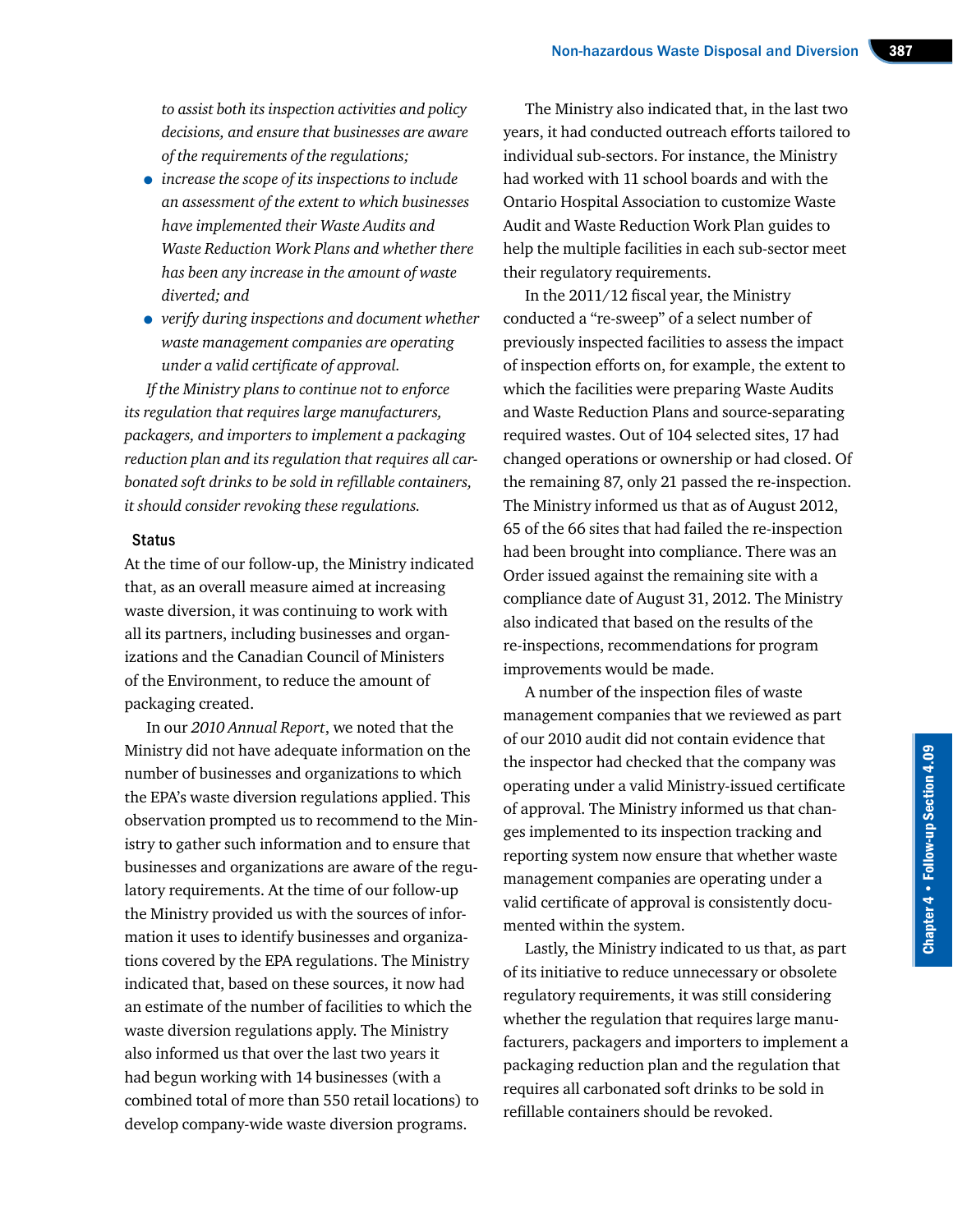*to assist both its inspection activities and policy decisions, and ensure that businesses are aware of the requirements of the regulations;*

- *increase the scope of its inspections to include an assessment of the extent to which businesses have implemented their Waste Audits and Waste Reduction Work Plans and whether there has been any increase in the amount of waste diverted; and*
- *verify during inspections and document whether waste management companies are operating under a valid certificate of approval.*

*If the Ministry plans to continue not to enforce its regulation that requires large manufacturers, packagers, and importers to implement a packaging reduction plan and its regulation that requires all carbonated soft drinks to be sold in refillable containers, it should consider revoking these regulations.*

### Status

At the time of our follow-up, the Ministry indicated that, as an overall measure aimed at increasing waste diversion, it was continuing to work with all its partners, including businesses and organizations and the Canadian Council of Ministers of the Environment, to reduce the amount of packaging created.

In our *2010 Annual Report*, we noted that the Ministry did not have adequate information on the number of businesses and organizations to which the EPA's waste diversion regulations applied. This observation prompted us to recommend to the Ministry to gather such information and to ensure that businesses and organizations are aware of the regulatory requirements. At the time of our follow-up the Ministry provided us with the sources of information it uses to identify businesses and organizations covered by the EPA regulations. The Ministry indicated that, based on these sources, it now had an estimate of the number of facilities to which the waste diversion regulations apply. The Ministry also informed us that over the last two years it had begun working with 14 businesses (with a combined total of more than 550 retail locations) to develop company-wide waste diversion programs.

The Ministry also indicated that, in the last two years, it had conducted outreach efforts tailored to individual sub-sectors. For instance, the Ministry had worked with 11 school boards and with the Ontario Hospital Association to customize Waste Audit and Waste Reduction Work Plan guides to help the multiple facilities in each sub-sector meet their regulatory requirements.

In the 2011/12 fiscal year, the Ministry conducted a "re-sweep" of a select number of previously inspected facilities to assess the impact of inspection efforts on, for example, the extent to which the facilities were preparing Waste Audits and Waste Reduction Plans and source-separating required wastes. Out of 104 selected sites, 17 had changed operations or ownership or had closed. Of the remaining 87, only 21 passed the re-inspection. The Ministry informed us that as of August 2012, 65 of the 66 sites that had failed the re-inspection had been brought into compliance. There was an Order issued against the remaining site with a compliance date of August 31, 2012. The Ministry also indicated that based on the results of the re-inspections, recommendations for program improvements would be made.

A number of the inspection files of waste management companies that we reviewed as part of our 2010 audit did not contain evidence that the inspector had checked that the company was operating under a valid Ministry-issued certificate of approval. The Ministry informed us that changes implemented to its inspection tracking and reporting system now ensure that whether waste management companies are operating under a valid certificate of approval is consistently documented within the system.

Lastly, the Ministry indicated to us that, as part of its initiative to reduce unnecessary or obsolete regulatory requirements, it was still considering whether the regulation that requires large manufacturers, packagers and importers to implement a packaging reduction plan and the regulation that requires all carbonated soft drinks to be sold in refillable containers should be revoked.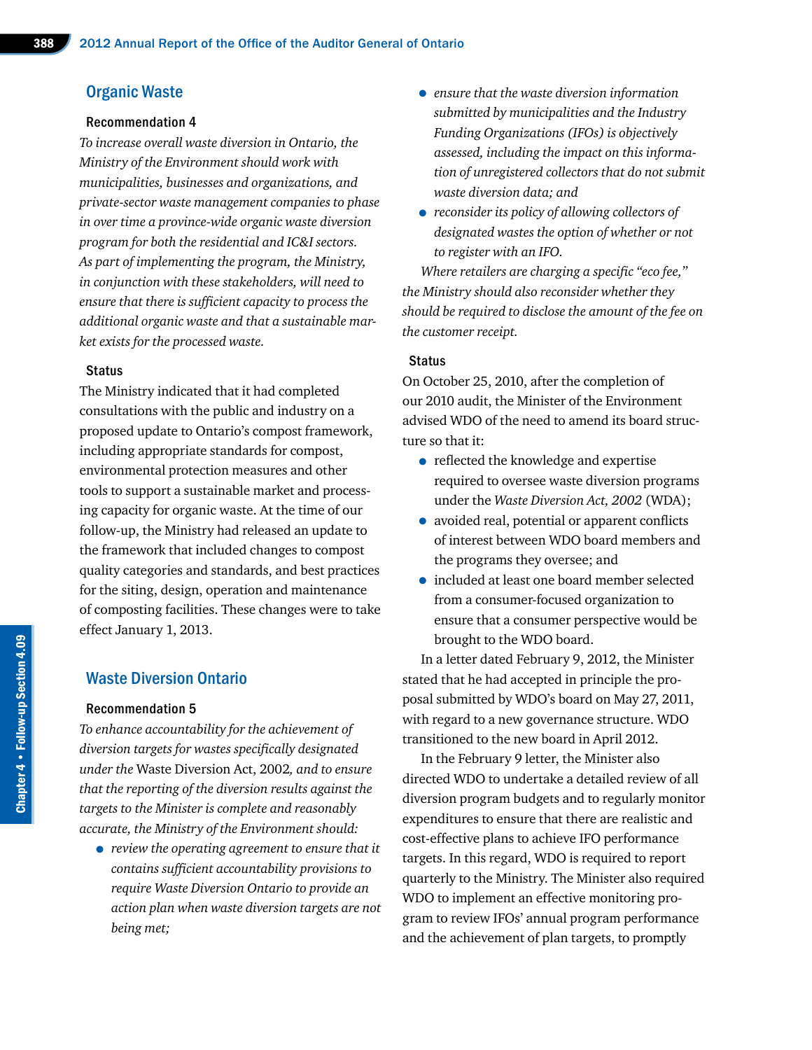## Organic Waste

### Recommendation 4

*To increase overall waste diversion in Ontario, the Ministry of the Environment should work with municipalities, businesses and organizations, and private-sector waste management companies to phase in over time a province-wide organic waste diversion program for both the residential and IC&I sectors. As part of implementing the program, the Ministry, in conjunction with these stakeholders, will need to ensure that there is sufficient capacity to process the additional organic waste and that a sustainable market exists for the processed waste.*

### Status

The Ministry indicated that it had completed consultations with the public and industry on a proposed update to Ontario's compost framework, including appropriate standards for compost, environmental protection measures and other tools to support a sustainable market and processing capacity for organic waste. At the time of our follow-up, the Ministry had released an update to the framework that included changes to compost quality categories and standards, and best practices for the siting, design, operation and maintenance of composting facilities. These changes were to take effect January 1, 2013.

## Waste Diversion Ontario

### Recommendation 5

*To enhance accountability for the achievement of diversion targets for wastes specifically designated under the* Waste Diversion Act, 2002*, and to ensure that the reporting of the diversion results against the targets to the Minister is complete and reasonably accurate, the Ministry of the Environment should:*

- *review the operating agreement to ensure that it contains sufficient accountability provisions to require Waste Diversion Ontario to provide an action plan when waste diversion targets are not being met;*
- *ensure that the waste diversion information submitted by municipalities and the Industry Funding Organizations (IFOs) is objectively assessed, including the impact on this information of unregistered collectors that do not submit waste diversion data; and*
- *reconsider its policy of allowing collectors of designated wastes the option of whether or not to register with an IFO.*

*Where retailers are charging a specific "eco fee," the Ministry should also reconsider whether they should be required to disclose the amount of the fee on the customer receipt.*

### Status

On October 25, 2010, after the completion of our 2010 audit, the Minister of the Environment advised WDO of the need to amend its board structure so that it:

- reflected the knowledge and expertise required to oversee waste diversion programs under the *Waste Diversion Act, 2002* (WDA);
- avoided real, potential or apparent conflicts of interest between WDO board members and the programs they oversee; and
- included at least one board member selected from a consumer-focused organization to ensure that a consumer perspective would be brought to the WDO board.

In a letter dated February 9, 2012, the Minister stated that he had accepted in principle the proposal submitted by WDO's board on May 27, 2011, with regard to a new governance structure. WDO transitioned to the new board in April 2012.

In the February 9 letter, the Minister also directed WDO to undertake a detailed review of all diversion program budgets and to regularly monitor expenditures to ensure that there are realistic and cost-effective plans to achieve IFO performance targets. In this regard, WDO is required to report quarterly to the Ministry. The Minister also required WDO to implement an effective monitoring program to review IFOs' annual program performance and the achievement of plan targets, to promptly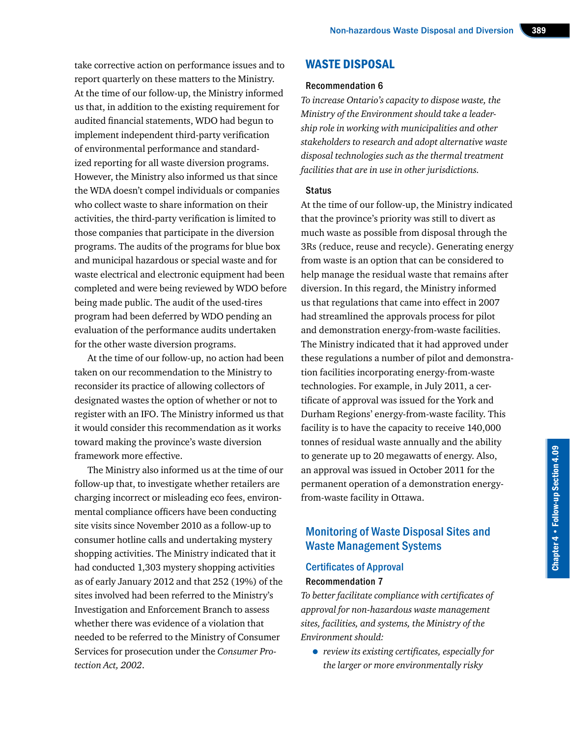take corrective action on performance issues and to report quarterly on these matters to the Ministry. At the time of our follow-up, the Ministry informed us that, in addition to the existing requirement for audited financial statements, WDO had begun to implement independent third-party verification of environmental performance and standardized reporting for all waste diversion programs. However, the Ministry also informed us that since the WDA doesn't compel individuals or companies who collect waste to share information on their activities, the third-party verification is limited to those companies that participate in the diversion programs. The audits of the programs for blue box and municipal hazardous or special waste and for waste electrical and electronic equipment had been completed and were being reviewed by WDO before being made public. The audit of the used-tires program had been deferred by WDO pending an evaluation of the performance audits undertaken for the other waste diversion programs.

At the time of our follow-up, no action had been taken on our recommendation to the Ministry to reconsider its practice of allowing collectors of designated wastes the option of whether or not to register with an IFO. The Ministry informed us that it would consider this recommendation as it works toward making the province's waste diversion framework more effective.

The Ministry also informed us at the time of our follow-up that, to investigate whether retailers are charging incorrect or misleading eco fees, environmental compliance officers have been conducting site visits since November 2010 as a follow-up to consumer hotline calls and undertaking mystery shopping activities. The Ministry indicated that it had conducted 1,303 mystery shopping activities as of early January 2012 and that 252 (19%) of the sites involved had been referred to the Ministry's Investigation and Enforcement Branch to assess whether there was evidence of a violation that needed to be referred to the Ministry of Consumer Services for prosecution under the *Consumer Protection Act, 2002*.

# WASTE DISPOSAL

### Recommendation 6

*To increase Ontario's capacity to dispose waste, the Ministry of the Environment should take a leadership role in working with municipalities and other stakeholders to research and adopt alternative waste disposal technologies such as the thermal treatment facilities that are in use in other jurisdictions.*

### Status

At the time of our follow-up, the Ministry indicated that the province's priority was still to divert as much waste as possible from disposal through the 3Rs (reduce, reuse and recycle). Generating energy from waste is an option that can be considered to help manage the residual waste that remains after diversion. In this regard, the Ministry informed us that regulations that came into effect in 2007 had streamlined the approvals process for pilot and demonstration energy-from-waste facilities. The Ministry indicated that it had approved under these regulations a number of pilot and demonstration facilities incorporating energy-from-waste technologies. For example, in July 2011, a certificate of approval was issued for the York and Durham Regions' energy-from-waste facility. This facility is to have the capacity to receive 140,000 tonnes of residual waste annually and the ability to generate up to 20 megawatts of energy. Also, an approval was issued in October 2011 for the permanent operation of a demonstration energy-from-waste facility in Ottawa.

## Monitoring of Waste Disposal Sites and Waste Management Systems

### Certificates of Approval

#### Recommendation 7

*To better facilitate compliance with certificates of approval for non-hazardous waste management sites, facilities, and systems, the Ministry of the Environment should:*

- *review its existing certificates, especially for the larger or more environmentally risky*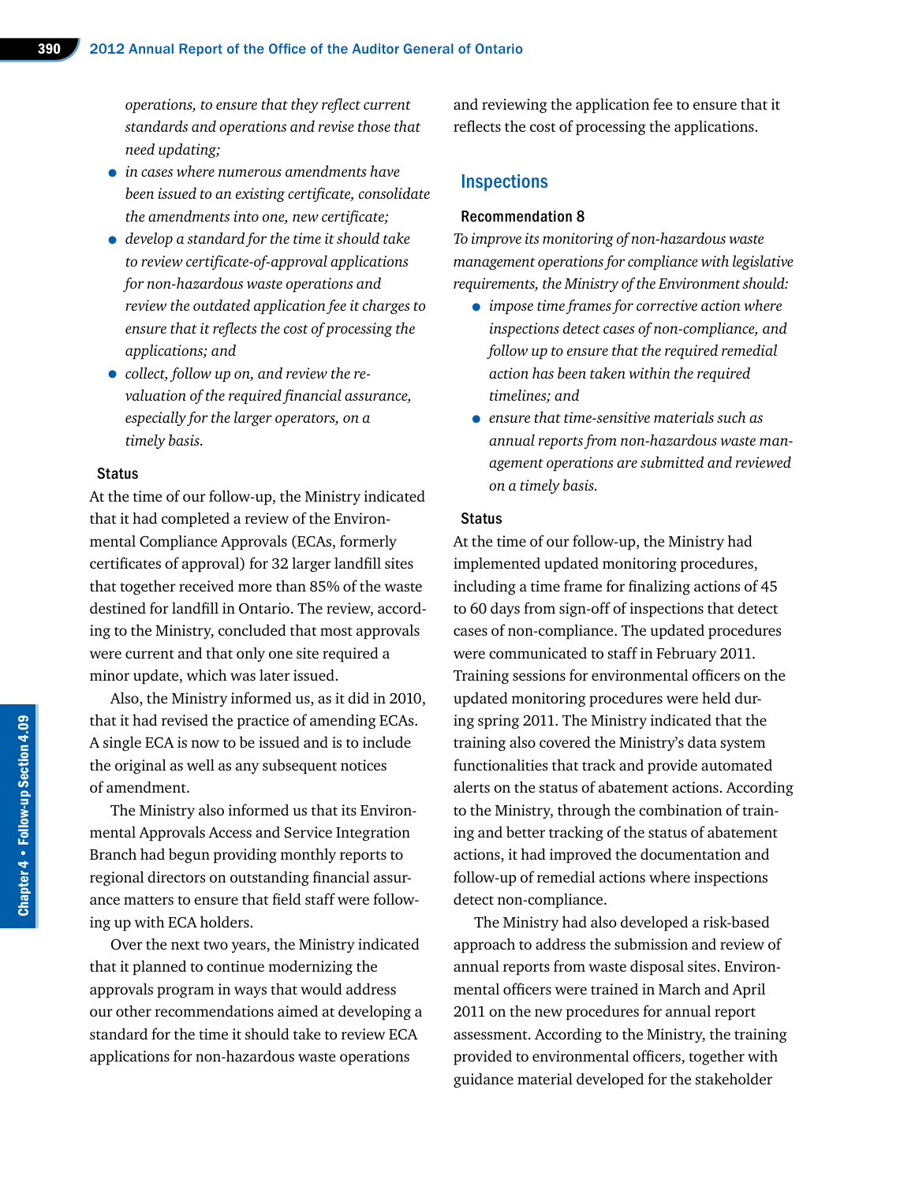*operations, to ensure that they reflect current standards and operations and revise those that need updating;*

- *in cases where numerous amendments have been issued to an existing certificate, consolidate the amendments into one, new certificate;*
- *develop a standard for the time it should take to review certificate-of-approval applications for non-hazardous waste operations and review the outdated application fee it charges to ensure that it reflects the cost of processing the applications; and*
- *collect, follow up on, and review the re-valuation of the required financial assurance, especially for the larger operators, on a timely basis.*

### Status

At the time of our follow-up, the Ministry indicated that it had completed a review of the Environmental Compliance Approvals (ECAs, formerly certificates of approval) for 32 larger landfill sites that together received more than 85% of the waste destined for landfill in Ontario. The review, according to the Ministry, concluded that most approvals were current and that only one site required a minor update, which was later issued.

Also, the Ministry informed us, as it did in 2010, that it had revised the practice of amending ECAs. A single ECA is now to be issued and is to include the original as well as any subsequent notices of amendment.

The Ministry also informed us that its Environmental Approvals Access and Service Integration Branch had begun providing monthly reports to regional directors on outstanding financial assurance matters to ensure that field staff were following up with ECA holders.

Over the next two years, the Ministry indicated that it planned to continue modernizing the approvals program in ways that would address our other recommendations aimed at developing a standard for the time it should take to review ECA applications for non-hazardous waste operations and reviewing the application fee to ensure that it reflects the cost of processing the applications.

## Inspections

### Recommendation 8

*To improve its monitoring of non-hazardous waste management operations for compliance with legislative requirements, the Ministry of the Environment should:*

- *impose time frames for corrective action where inspections detect cases of non-compliance, and follow up to ensure that the required remedial action has been taken within the required timelines; and*
- *ensure that time-sensitive materials such as annual reports from non-hazardous waste management operations are submitted and reviewed on a timely basis.*

### Status

At the time of our follow-up, the Ministry had implemented updated monitoring procedures, including a time frame for finalizing actions of 45 to 60 days from sign-off of inspections that detect cases of non-compliance. The updated procedures were communicated to staff in February 2011. Training sessions for environmental officers on the updated monitoring procedures were held during spring 2011. The Ministry indicated that the training also covered the Ministry's data system functionalities that track and provide automated alerts on the status of abatement actions. According to the Ministry, through the combination of training and better tracking of the status of abatement actions, it had improved the documentation and follow-up of remedial actions where inspections detect non-compliance.

The Ministry had also developed a risk-based approach to address the submission and review of annual reports from waste disposal sites. Environmental officers were trained in March and April 2011 on the new procedures for annual report assessment. According to the Ministry, the training provided to environmental officers, together with guidance material developed for the stakeholder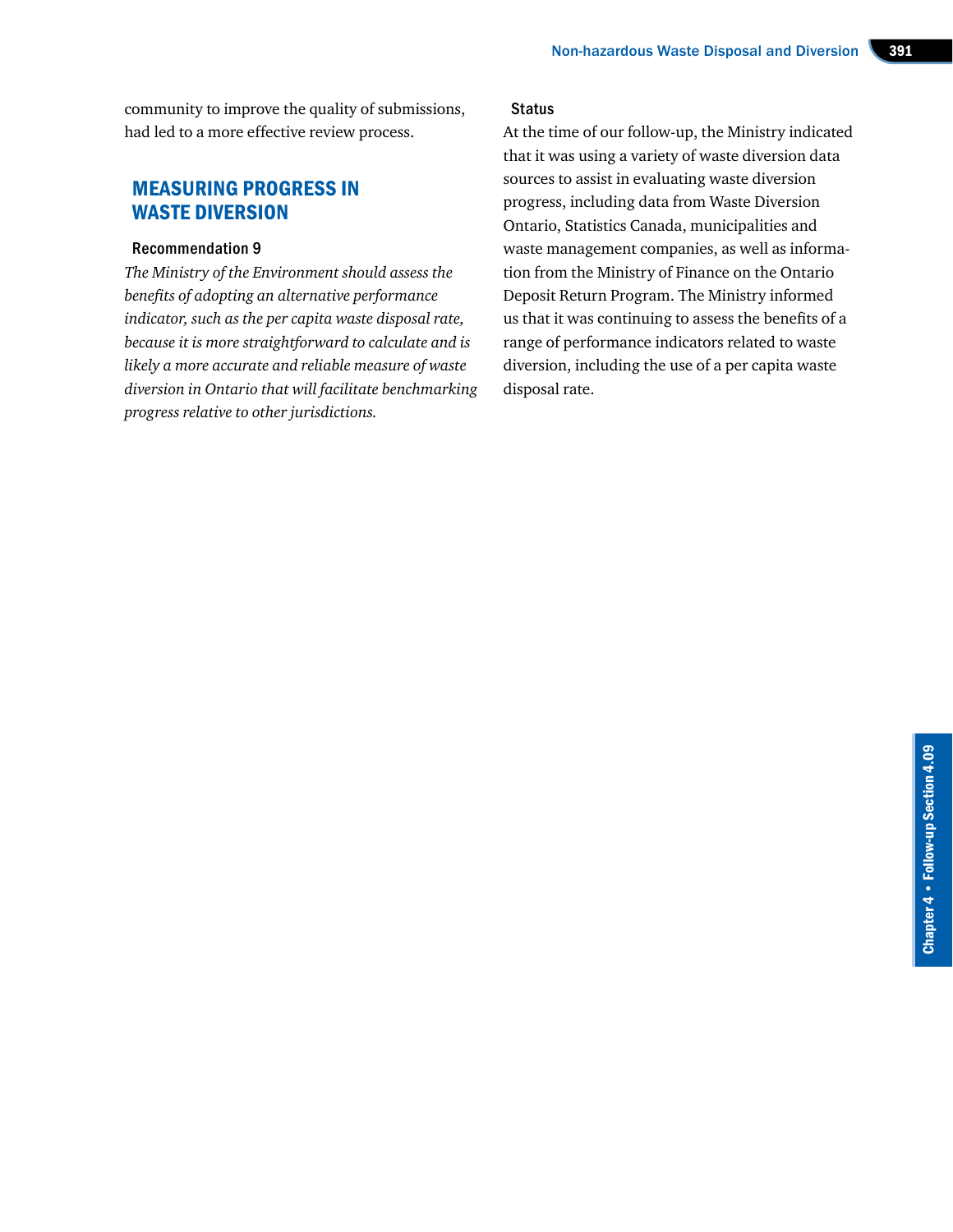community to improve the quality of submissions, had led to a more effective review process.

## MEASURING PROGRESS IN WASTE DIVERSION

### Recommendation 9

*The Ministry of the Environment should assess the benefits of adopting an alternative performance indicator, such as the per capita waste disposal rate, because it is more straightforward to calculate and is likely a more accurate and reliable measure of waste diversion in Ontario that will facilitate benchmarking progress relative to other jurisdictions.*

### Status

At the time of our follow-up, the Ministry indicated that it was using a variety of waste diversion data sources to assist in evaluating waste diversion progress, including data from Waste Diversion Ontario, Statistics Canada, municipalities and waste management companies, as well as information from the Ministry of Finance on the Ontario Deposit Return Program. The Ministry informed us that it was continuing to assess the benefits of a range of performance indicators related to waste diversion, including the use of a per capita waste disposal rate.